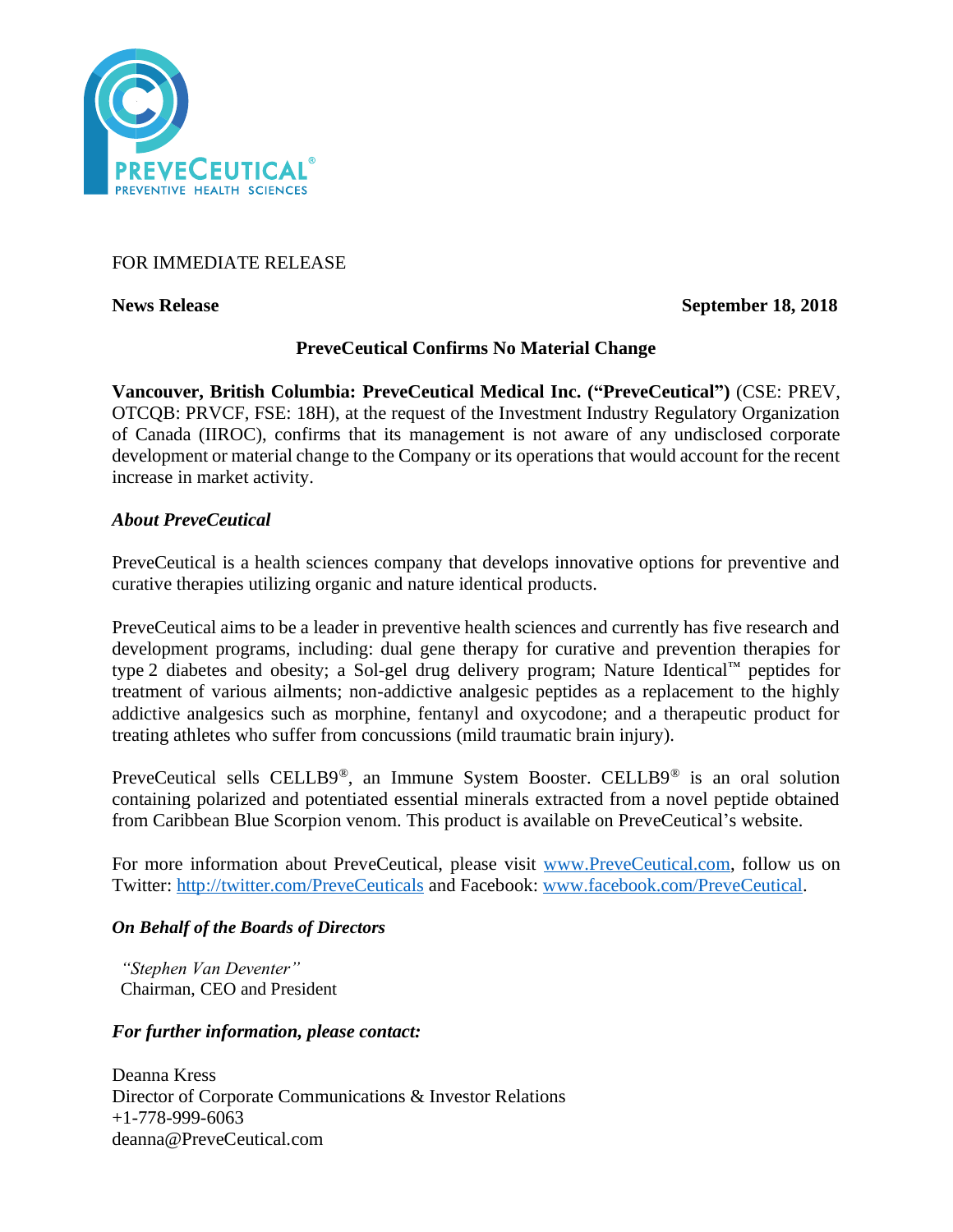FOR IMMEDIATE RELEASE

**News Release** **September 18, 2018**

## PreveCeutical Confirms No Material Change

**Vancouver, British Columbia: PreveCeutical Medical Inc. ("PreveCeutical")** (CSE: PREV, OTCQB: PRVCF, FSE: 18H), at the request of the Investment Industry Regulatory Organization of Canada (IIROC), confirms that its management is not aware of any undisclosed corporate development or material change to the Company or its operations that would account for the recent increase in market activity.

### *About PreveCeutical*

PreveCeutical is a health sciences company that develops innovative options for preventive and curative therapies utilizing organic and nature identical products.

PreveCeutical aims to be a leader in preventive health sciences and currently has five research and development programs, including: dual gene therapy for curative and prevention therapies for type 2 diabetes and obesity; a Sol-gel drug delivery program; Nature Identical™ peptides for treatment of various ailments; non-addictive analgesic peptides as a replacement to the highly addictive analgesics such as morphine, fentanyl and oxycodone; and a therapeutic product for treating athletes who suffer from concussions (mild traumatic brain injury).

PreveCeutical sells CELLB9®, an Immune System Booster. CELLB9® is an oral solution containing polarized and potentiated essential minerals extracted from a novel peptide obtained from Caribbean Blue Scorpion venom. This product is available on PreveCeutical's website.

For more information about PreveCeutical, please visit www.PreveCeutical.com, follow us on Twitter: http://twitter.com/PreveCeuticals and Facebook: www.facebook.com/PreveCeutical.

***On Behalf of the Boards of Directors***

*"Stephen Van Deventer"*
Chairman, CEO and President

***For further information, please contact:***

Deanna Kress
Director of Corporate Communications & Investor Relations
+1-778-999-6063
deanna@PreveCeutical.com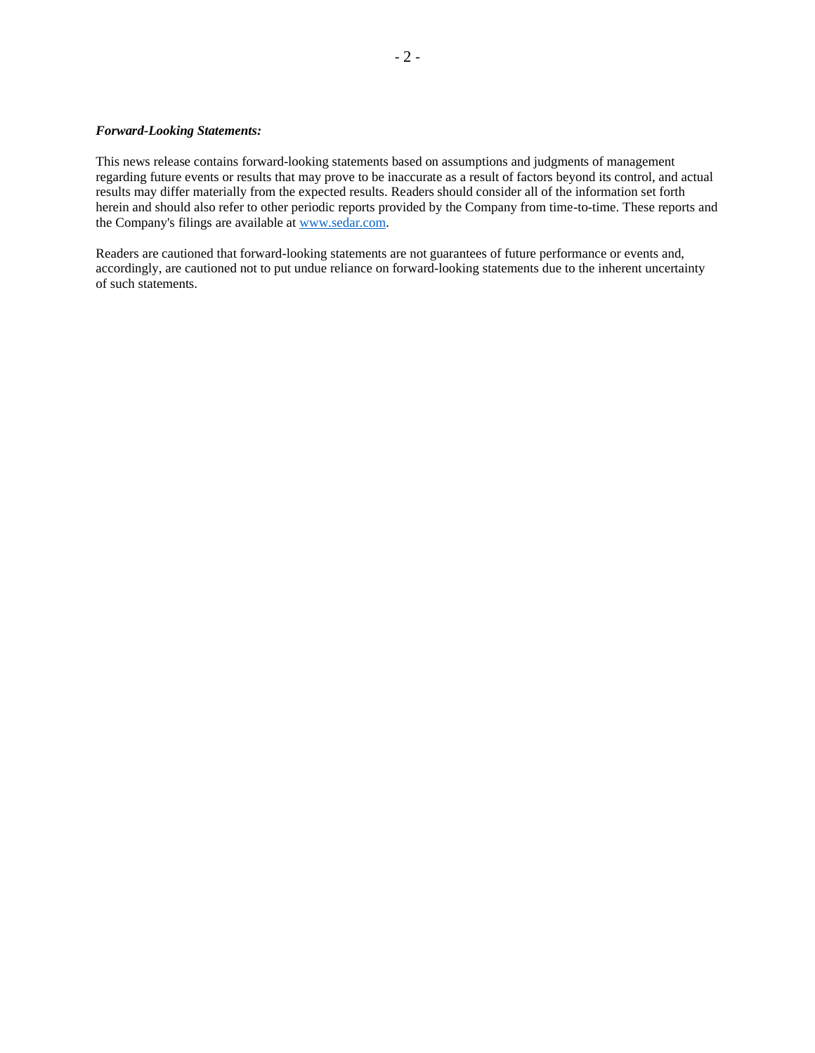***Forward-Looking Statements:***

This news release contains forward-looking statements based on assumptions and judgments of management regarding future events or results that may prove to be inaccurate as a result of factors beyond its control, and actual results may differ materially from the expected results. Readers should consider all of the information set forth herein and should also refer to other periodic reports provided by the Company from time-to-time. These reports and the Company's filings are available at [www.sedar.com](http://www.sedar.com).

Readers are cautioned that forward-looking statements are not guarantees of future performance or events and, accordingly, are cautioned not to put undue reliance on forward-looking statements due to the inherent uncertainty of such statements.